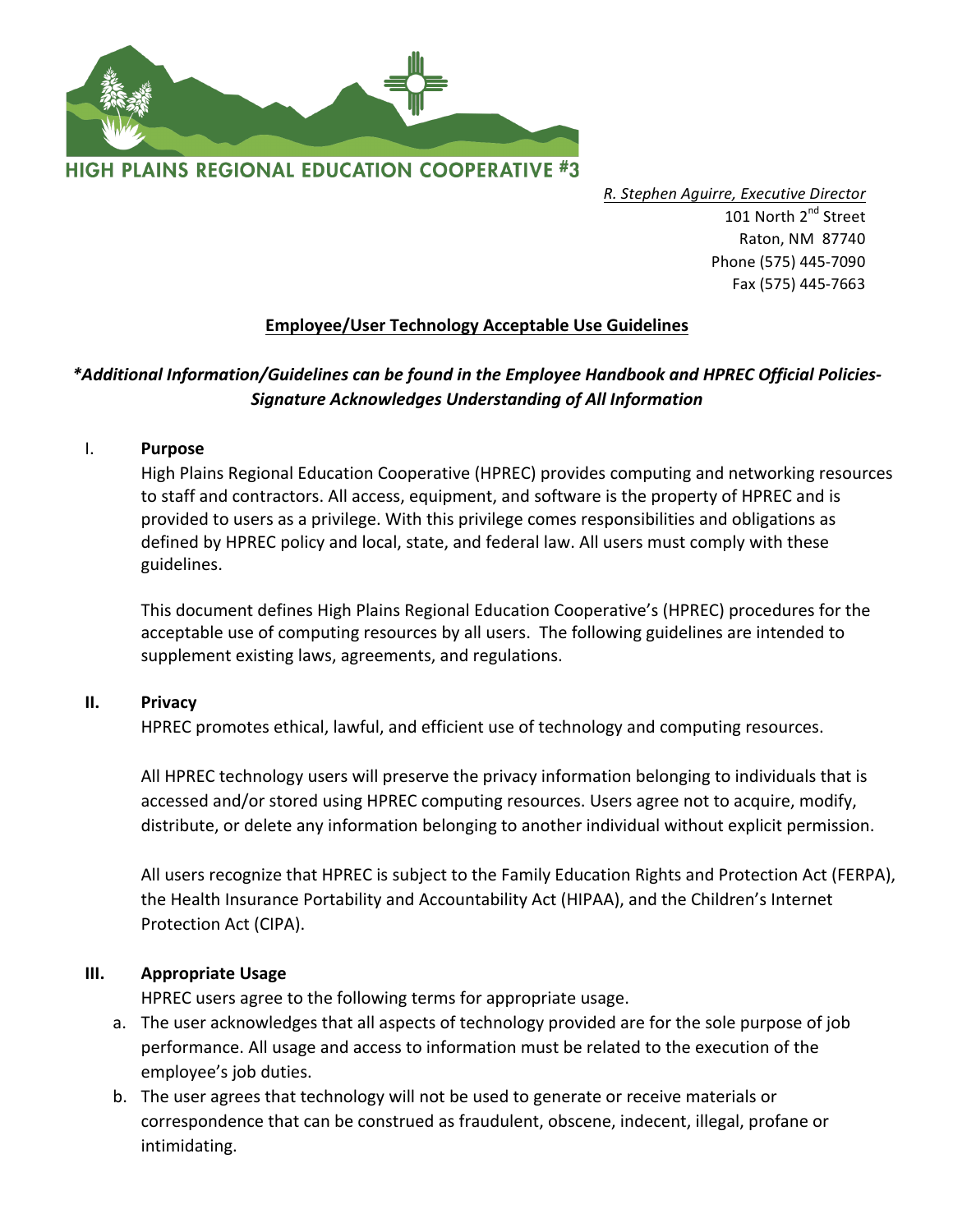**HIGH PLAINS REGIONAL EDUCATION COOPERATIVE #3**

*R. Stephen Aguirre, Executive Director*
101 North 2nd Street
Raton, NM 87740
Phone (575) 445-7090
Fax (575) 445-7663

# Employee/User Technology Acceptable Use Guidelines

***Additional Information/Guidelines can be found in the Employee Handbook and HPREC Official Policies-Signature Acknowledges Understanding of All Information***

## I. Purpose

High Plains Regional Education Cooperative (HPREC) provides computing and networking resources to staff and contractors. All access, equipment, and software is the property of HPREC and is provided to users as a privilege. With this privilege comes responsibilities and obligations as defined by HPREC policy and local, state, and federal law. All users must comply with these guidelines.

This document defines High Plains Regional Education Cooperative's (HPREC) procedures for the acceptable use of computing resources by all users. The following guidelines are intended to supplement existing laws, agreements, and regulations.

## II. Privacy

HPREC promotes ethical, lawful, and efficient use of technology and computing resources.

All HPREC technology users will preserve the privacy information belonging to individuals that is accessed and/or stored using HPREC computing resources. Users agree not to acquire, modify, distribute, or delete any information belonging to another individual without explicit permission.

All users recognize that HPREC is subject to the Family Education Rights and Protection Act (FERPA), the Health Insurance Portability and Accountability Act (HIPAA), and the Children's Internet Protection Act (CIPA).

## III. Appropriate Usage

HPREC users agree to the following terms for appropriate usage.

a. The user acknowledges that all aspects of technology provided are for the sole purpose of job performance. All usage and access to information must be related to the execution of the employee's job duties.
b. The user agrees that technology will not be used to generate or receive materials or correspondence that can be construed as fraudulent, obscene, indecent, illegal, profane or intimidating.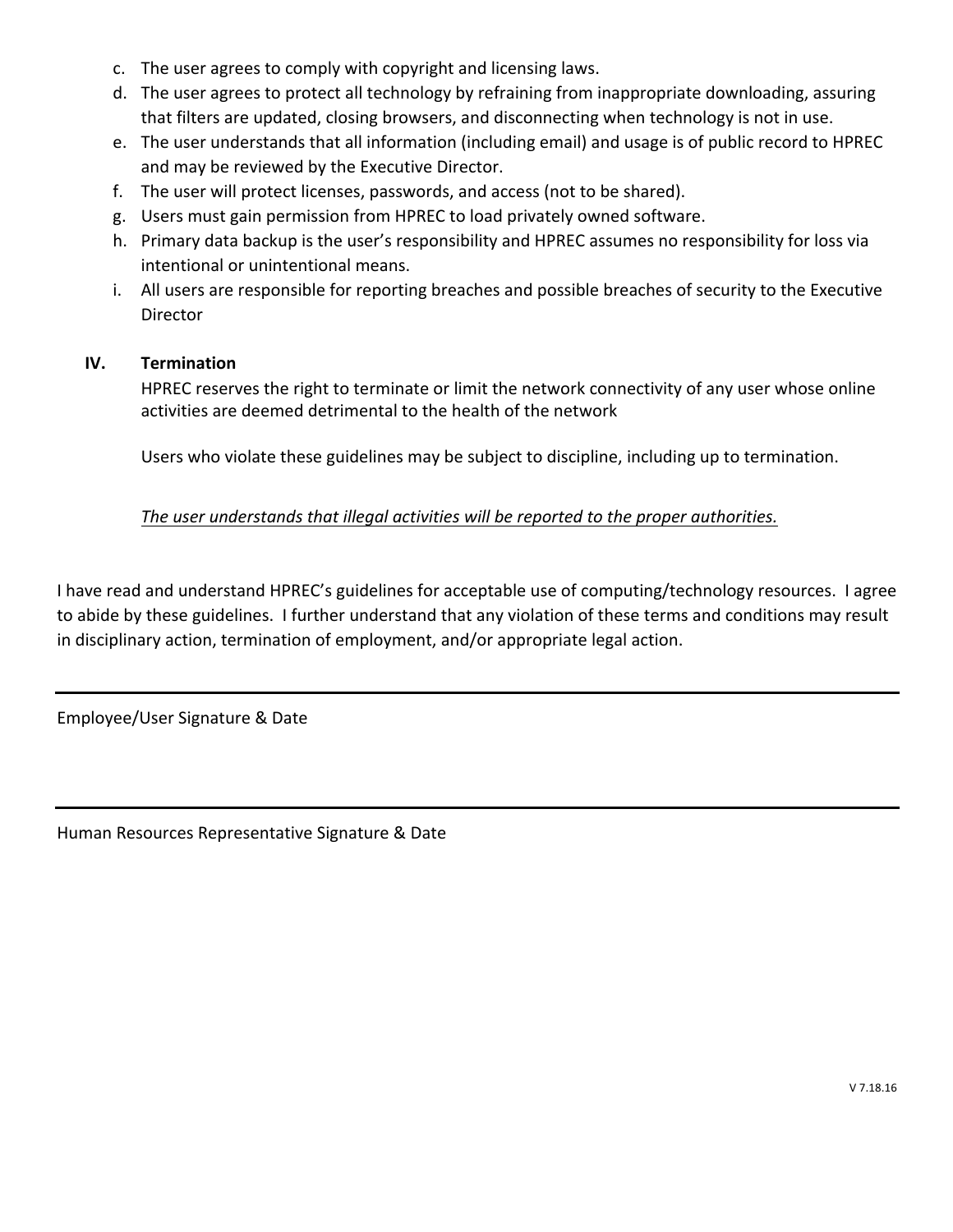c. The user agrees to comply with copyright and licensing laws.
d. The user agrees to protect all technology by refraining from inappropriate downloading, assuring that filters are updated, closing browsers, and disconnecting when technology is not in use.
e. The user understands that all information (including email) and usage is of public record to HPREC and may be reviewed by the Executive Director.
f. The user will protect licenses, passwords, and access (not to be shared).
g. Users must gain permission from HPREC to load privately owned software.
h. Primary data backup is the user's responsibility and HPREC assumes no responsibility for loss via intentional or unintentional means.
i. All users are responsible for reporting breaches and possible breaches of security to the Executive Director

**IV. Termination**

HPREC reserves the right to terminate or limit the network connectivity of any user whose online activities are deemed detrimental to the health of the network

Users who violate these guidelines may be subject to discipline, including up to termination.

*The user understands that illegal activities will be reported to the proper authorities.*

I have read and understand HPREC's guidelines for acceptable use of computing/technology resources. I agree to abide by these guidelines. I further understand that any violation of these terms and conditions may result in disciplinary action, termination of employment, and/or appropriate legal action.

---

Employee/User Signature & Date

---

Human Resources Representative Signature & Date

V 7.18.16